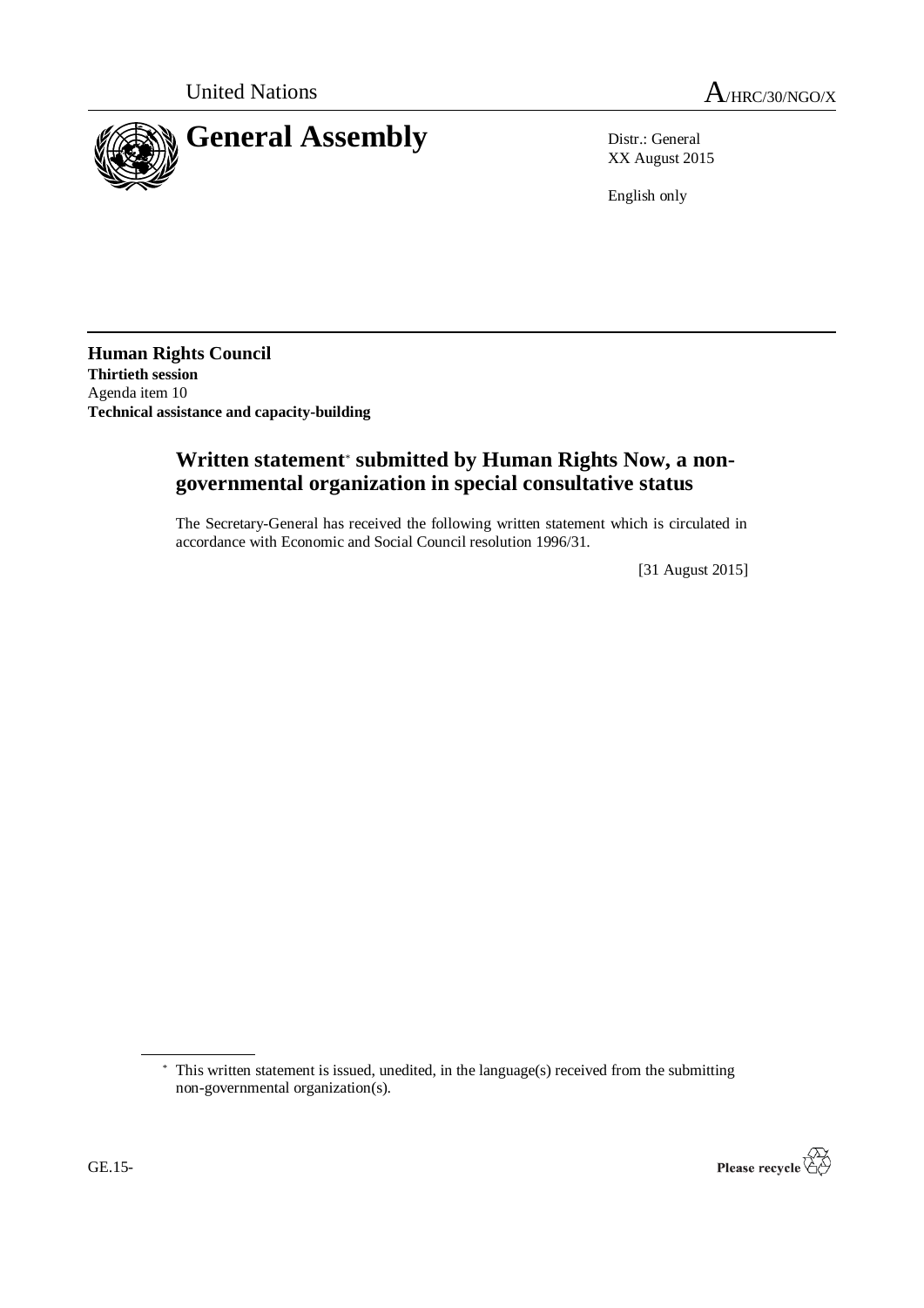United Nations A/HRC/30/NGO/X

# General Assembly

Distr.: General
XX August 2015

English only

**Human Rights Council**
**Thirtieth session**
Agenda item 10
**Technical assistance and capacity-building**

## Written statement* submitted by Human Rights Now, a non-governmental organization in special consultative status

The Secretary-General has received the following written statement which is circulated in accordance with Economic and Social Council resolution 1996/31.

[31 August 2015]

\* This written statement is issued, unedited, in the language(s) received from the submitting non-governmental organization(s).

GE.15-

Please recycle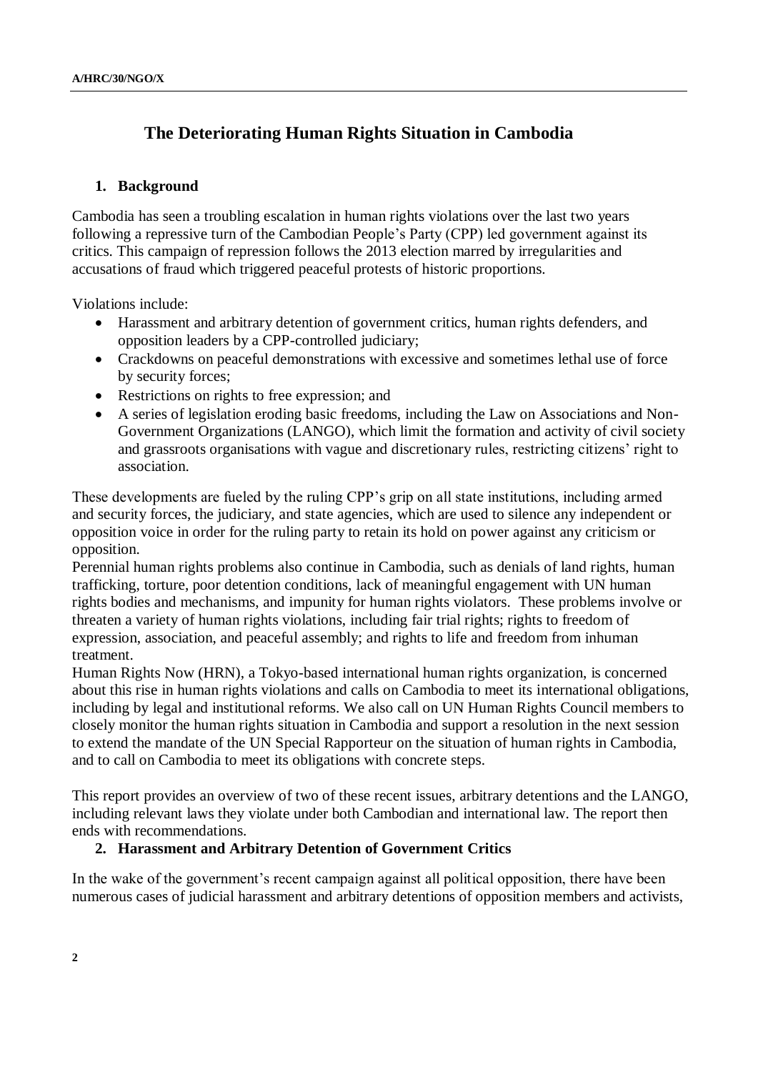# The Deteriorating Human Rights Situation in Cambodia

## 1. Background

Cambodia has seen a troubling escalation in human rights violations over the last two years following a repressive turn of the Cambodian People's Party (CPP) led government against its critics. This campaign of repression follows the 2013 election marred by irregularities and accusations of fraud which triggered peaceful protests of historic proportions.

Violations include:

- Harassment and arbitrary detention of government critics, human rights defenders, and opposition leaders by a CPP-controlled judiciary;
- Crackdowns on peaceful demonstrations with excessive and sometimes lethal use of force by security forces;
- Restrictions on rights to free expression; and
- A series of legislation eroding basic freedoms, including the Law on Associations and Non-Government Organizations (LANGO), which limit the formation and activity of civil society and grassroots organisations with vague and discretionary rules, restricting citizens' right to association.

These developments are fueled by the ruling CPP's grip on all state institutions, including armed and security forces, the judiciary, and state agencies, which are used to silence any independent or opposition voice in order for the ruling party to retain its hold on power against any criticism or opposition.

Perennial human rights problems also continue in Cambodia, such as denials of land rights, human trafficking, torture, poor detention conditions, lack of meaningful engagement with UN human rights bodies and mechanisms, and impunity for human rights violators. These problems involve or threaten a variety of human rights violations, including fair trial rights; rights to freedom of expression, association, and peaceful assembly; and rights to life and freedom from inhuman treatment.

Human Rights Now (HRN), a Tokyo-based international human rights organization, is concerned about this rise in human rights violations and calls on Cambodia to meet its international obligations, including by legal and institutional reforms. We also call on UN Human Rights Council members to closely monitor the human rights situation in Cambodia and support a resolution in the next session to extend the mandate of the UN Special Rapporteur on the situation of human rights in Cambodia, and to call on Cambodia to meet its obligations with concrete steps.

This report provides an overview of two of these recent issues, arbitrary detentions and the LANGO, including relevant laws they violate under both Cambodian and international law. The report then ends with recommendations.

## 2. Harassment and Arbitrary Detention of Government Critics

In the wake of the government's recent campaign against all political opposition, there have been numerous cases of judicial harassment and arbitrary detentions of opposition members and activists,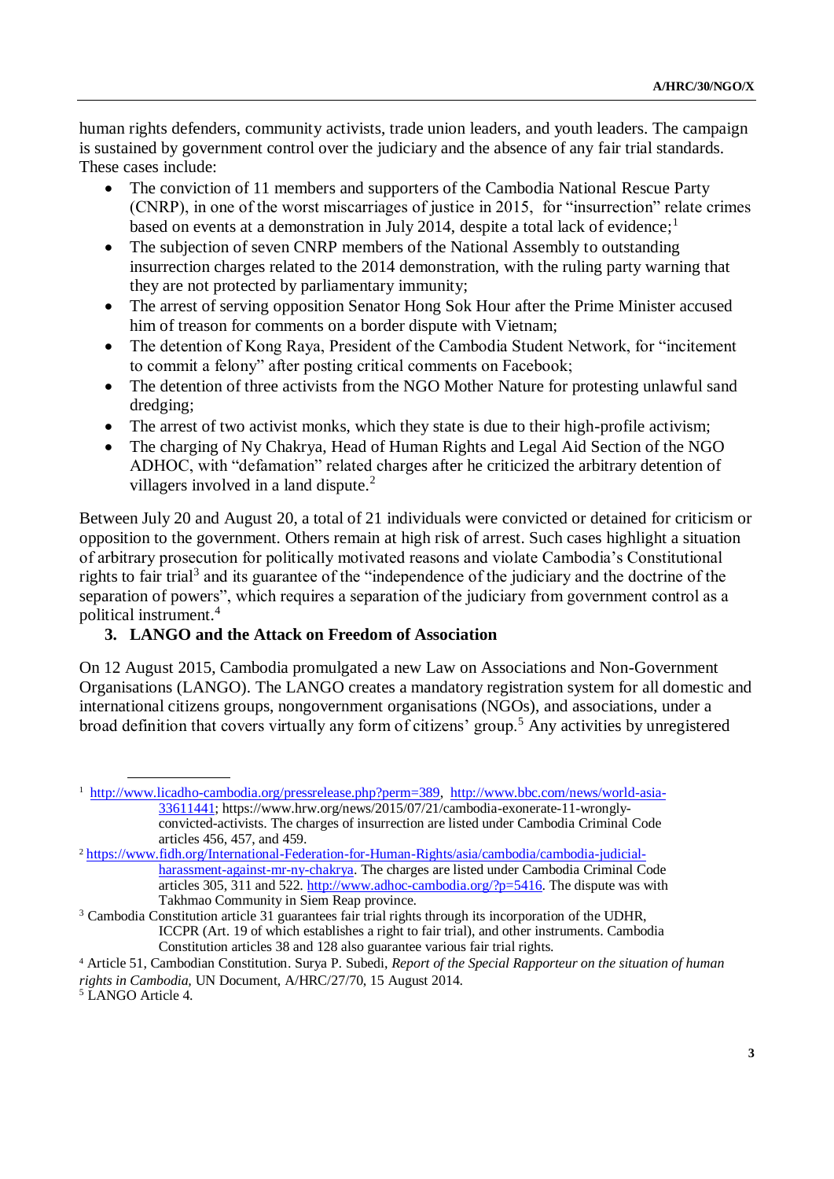human rights defenders, community activists, trade union leaders, and youth leaders. The campaign is sustained by government control over the judiciary and the absence of any fair trial standards. These cases include:

- The conviction of 11 members and supporters of the Cambodia National Rescue Party (CNRP), in one of the worst miscarriages of justice in 2015, for "insurrection" relate crimes based on events at a demonstration in July 2014, despite a total lack of evidence;[1]
- The subjection of seven CNRP members of the National Assembly to outstanding insurrection charges related to the 2014 demonstration, with the ruling party warning that they are not protected by parliamentary immunity;
- The arrest of serving opposition Senator Hong Sok Hour after the Prime Minister accused him of treason for comments on a border dispute with Vietnam;
- The detention of Kong Raya, President of the Cambodia Student Network, for "incitement to commit a felony" after posting critical comments on Facebook;
- The detention of three activists from the NGO Mother Nature for protesting unlawful sand dredging;
- The arrest of two activist monks, which they state is due to their high-profile activism;
- The charging of Ny Chakrya, Head of Human Rights and Legal Aid Section of the NGO ADHOC, with "defamation" related charges after he criticized the arbitrary detention of villagers involved in a land dispute.[2]

Between July 20 and August 20, a total of 21 individuals were convicted or detained for criticism or opposition to the government. Others remain at high risk of arrest. Such cases highlight a situation of arbitrary prosecution for politically motivated reasons and violate Cambodia's Constitutional rights to fair trial[3] and its guarantee of the "independence of the judiciary and the doctrine of the separation of powers", which requires a separation of the judiciary from government control as a political instrument.[4]

### 3. LANGO and the Attack on Freedom of Association

On 12 August 2015, Cambodia promulgated a new Law on Associations and Non-Government Organisations (LANGO). The LANGO creates a mandatory registration system for all domestic and international citizens groups, nongovernment organisations (NGOs), and associations, under a broad definition that covers virtually any form of citizens' group.[5] Any activities by unregistered

---

[1] http://www.licadho-cambodia.org/pressrelease.php?perm=389, http://www.bbc.com/news/world-asia-33611441; https://www.hrw.org/news/2015/07/21/cambodia-exonerate-11-wrongly-convicted-activists. The charges of insurrection are listed under Cambodia Criminal Code articles 456, 457, and 459.

[2] https://www.fidh.org/International-Federation-for-Human-Rights/asia/cambodia/cambodia-judicial-harassment-against-mr-ny-chakrya. The charges are listed under Cambodia Criminal Code articles 305, 311 and 522. http://www.adhoc-cambodia.org/?p=5416. The dispute was with Takhmao Community in Siem Reap province.

[3] Cambodia Constitution article 31 guarantees fair trial rights through its incorporation of the UDHR, ICCPR (Art. 19 of which establishes a right to fair trial), and other instruments. Cambodia Constitution articles 38 and 128 also guarantee various fair trial rights.

[4] Article 51, Cambodian Constitution. Surya P. Subedi, *Report of the Special Rapporteur on the situation of human rights in Cambodia*, UN Document, A/HRC/27/70, 15 August 2014.

[5] LANGO Article 4.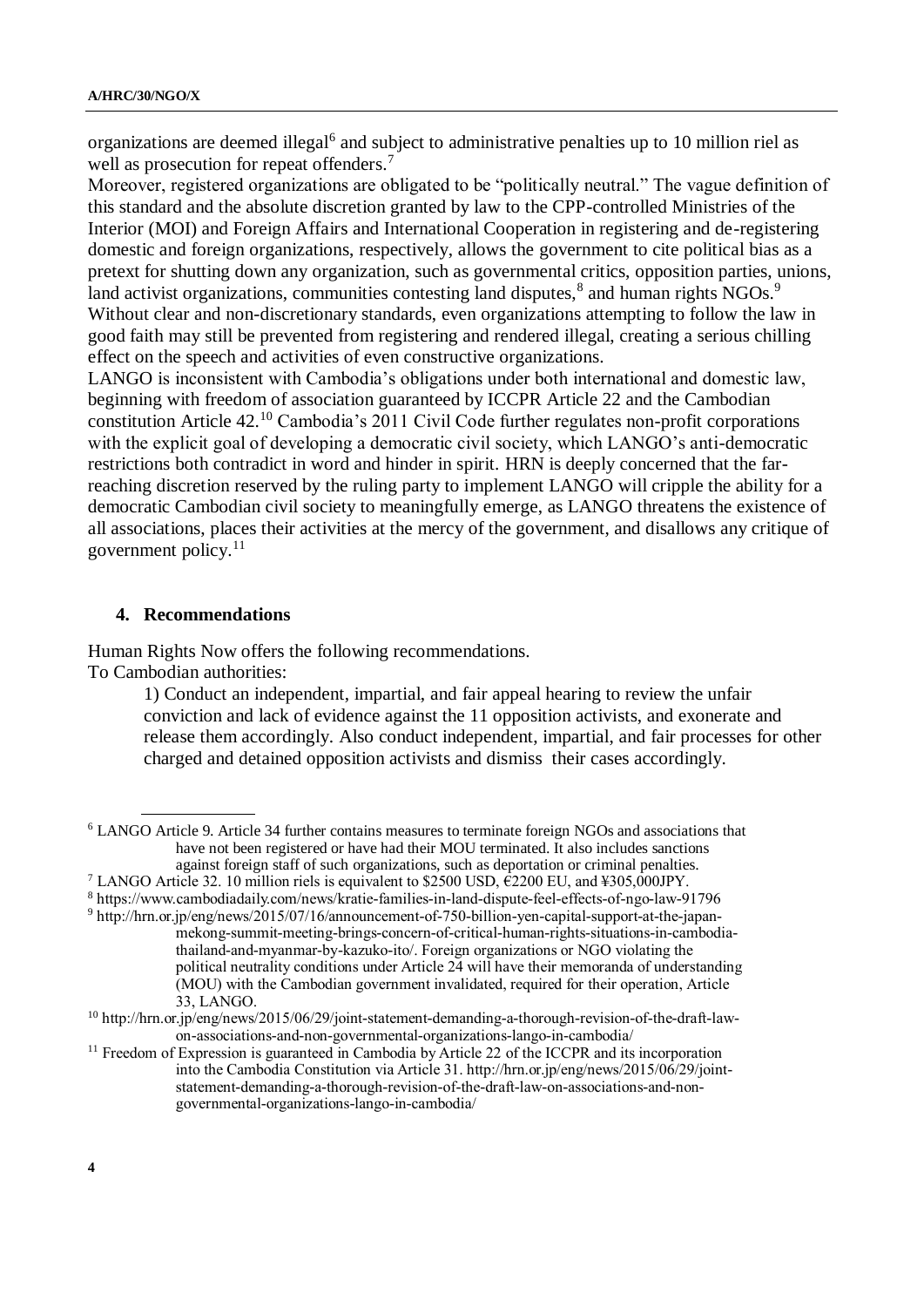organizations are deemed illegal[6] and subject to administrative penalties up to 10 million riel as well as prosecution for repeat offenders.[7]

Moreover, registered organizations are obligated to be "politically neutral." The vague definition of this standard and the absolute discretion granted by law to the CPP-controlled Ministries of the Interior (MOI) and Foreign Affairs and International Cooperation in registering and de-registering domestic and foreign organizations, respectively, allows the government to cite political bias as a pretext for shutting down any organization, such as governmental critics, opposition parties, unions, land activist organizations, communities contesting land disputes,[8] and human rights NGOs.[9] Without clear and non-discretionary standards, even organizations attempting to follow the law in good faith may still be prevented from registering and rendered illegal, creating a serious chilling effect on the speech and activities of even constructive organizations.

LANGO is inconsistent with Cambodia's obligations under both international and domestic law, beginning with freedom of association guaranteed by ICCPR Article 22 and the Cambodian constitution Article 42.[10] Cambodia's 2011 Civil Code further regulates non-profit corporations with the explicit goal of developing a democratic civil society, which LANGO's anti-democratic restrictions both contradict in word and hinder in spirit. HRN is deeply concerned that the far-reaching discretion reserved by the ruling party to implement LANGO will cripple the ability for a democratic Cambodian civil society to meaningfully emerge, as LANGO threatens the existence of all associations, places their activities at the mercy of the government, and disallows any critique of government policy.[11]

## 4. Recommendations

Human Rights Now offers the following recommendations.

To Cambodian authorities:

1) Conduct an independent, impartial, and fair appeal hearing to review the unfair conviction and lack of evidence against the 11 opposition activists, and exonerate and release them accordingly. Also conduct independent, impartial, and fair processes for other charged and detained opposition activists and dismiss their cases accordingly.

---

[6] LANGO Article 9. Article 34 further contains measures to terminate foreign NGOs and associations that have not been registered or have had their MOU terminated. It also includes sanctions against foreign staff of such organizations, such as deportation or criminal penalties.

[7] LANGO Article 32. 10 million riels is equivalent to $2500 USD, €2200 EU, and ¥305,000JPY.

[8] https://www.cambodiadaily.com/news/kratie-families-in-land-dispute-feel-effects-of-ngo-law-91796

[9] http://hrn.or.jp/eng/news/2015/07/16/announcement-of-750-billion-yen-capital-support-at-the-japan-mekong-summit-meeting-brings-concern-of-critical-human-rights-situations-in-cambodia-thailand-and-myanmar-by-kazuko-ito/. Foreign organizations or NGO violating the political neutrality conditions under Article 24 will have their memoranda of understanding (MOU) with the Cambodian government invalidated, required for their operation, Article 33, LANGO.

[10] http://hrn.or.jp/eng/news/2015/06/29/joint-statement-demanding-a-thorough-revision-of-the-draft-law-on-associations-and-non-governmental-organizations-lango-in-cambodia/

[11] Freedom of Expression is guaranteed in Cambodia by Article 22 of the ICCPR and its incorporation into the Cambodia Constitution via Article 31. http://hrn.or.jp/eng/news/2015/06/29/joint-statement-demanding-a-thorough-revision-of-the-draft-law-on-associations-and-non-governmental-organizations-lango-in-cambodia/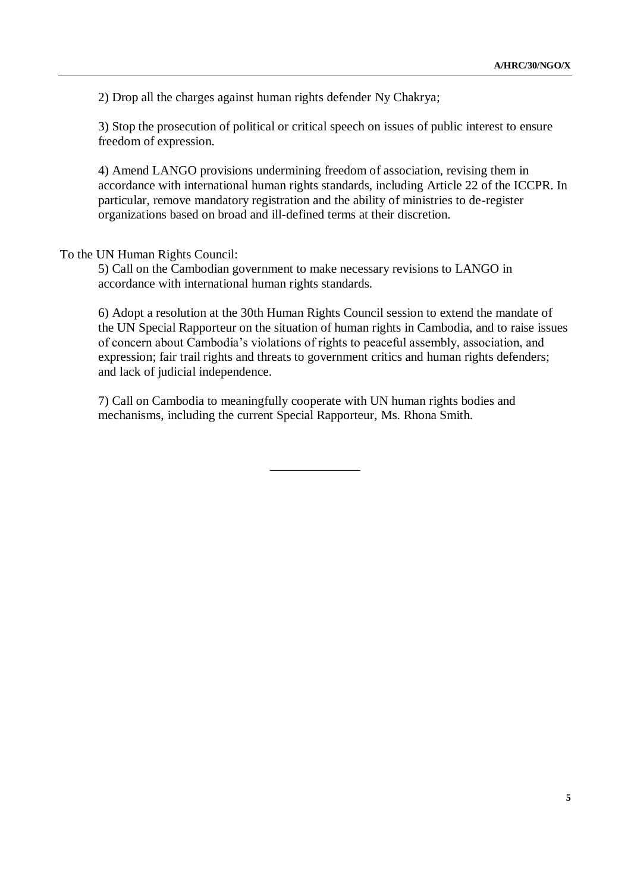2) Drop all the charges against human rights defender Ny Chakrya;

3) Stop the prosecution of political or critical speech on issues of public interest to ensure freedom of expression.

4) Amend LANGO provisions undermining freedom of association, revising them in accordance with international human rights standards, including Article 22 of the ICCPR. In particular, remove mandatory registration and the ability of ministries to de-register organizations based on broad and ill-defined terms at their discretion.

To the UN Human Rights Council:

5) Call on the Cambodian government to make necessary revisions to LANGO in accordance with international human rights standards.

6) Adopt a resolution at the 30th Human Rights Council session to extend the mandate of the UN Special Rapporteur on the situation of human rights in Cambodia, and to raise issues of concern about Cambodia's violations of rights to peaceful assembly, association, and expression; fair trail rights and threats to government critics and human rights defenders; and lack of judicial independence.

7) Call on Cambodia to meaningfully cooperate with UN human rights bodies and mechanisms, including the current Special Rapporteur, Ms. Rhona Smith.